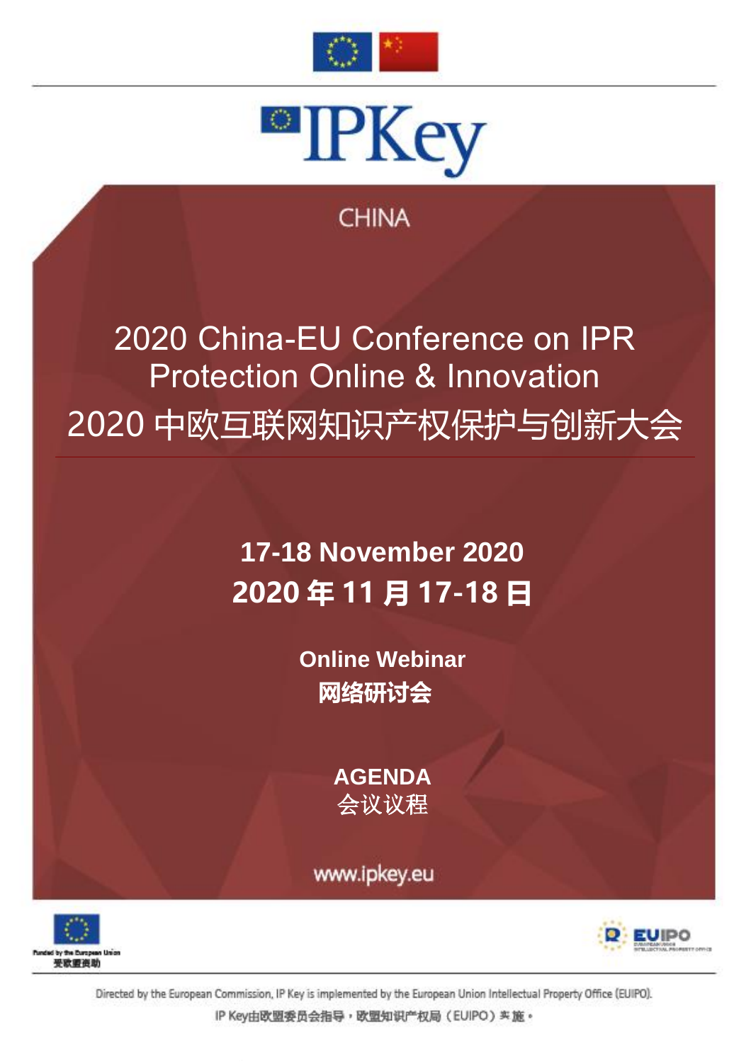# IPKey

CHINA

# 2020 China-EU Conference on IPR Protection Online & Innovation

# 2020 中欧互联网知识产权保护与创新大会

**17-18 November 2020**

**2020 年 11 月 17-18 日**

**Online Webinar**

**网络研讨会**

**AGENDA**

会议议程

www.ipkey.eu

Funded by the European Union
受欧盟资助

EUIPO

Directed by the European Commission, IP Key is implemented by the European Union Intellectual Property Office (EUIPO).

IP Key由欧盟委员会指导，欧盟知识产权局（EUIPO）实施。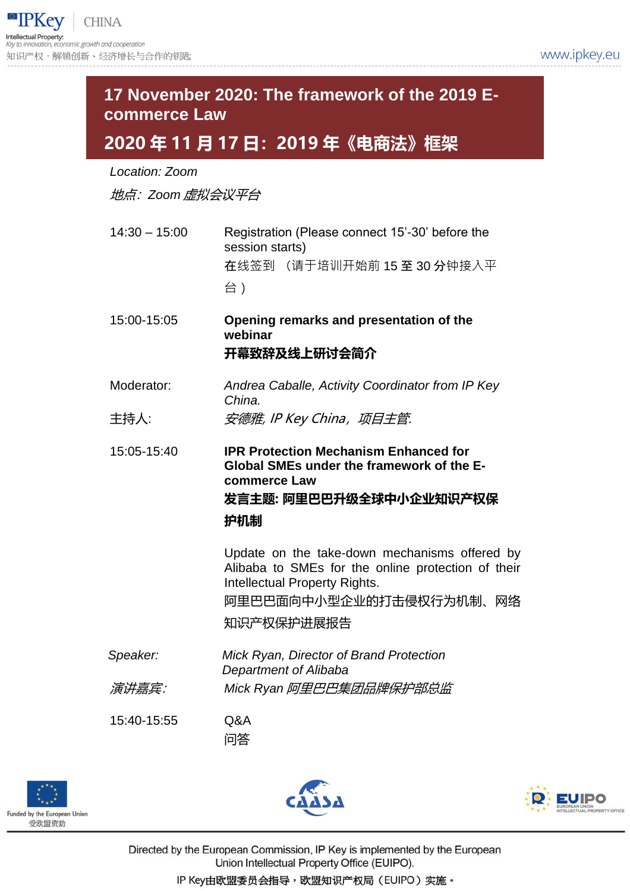## 17 November 2020: The framework of the 2019 E-commerce Law

## 2020 年 11 月 17 日：2019 年《电商法》框架

*Location: Zoom*

*地点：Zoom 虚拟会议平台*

| | |
|---|---|
| 14:30 – 15:00 | Registration (Please connect 15’-30’ before the session starts)<br>在线签到 （请于培训开始前 15 至 30 分钟接入平台） |
| 15:00-15:05 | **Opening remarks and presentation of the webinar**<br>**开幕致辞及线上研讨会简介** |
| Moderator:<br>主持人: | *Andrea Caballe, Activity Coordinator from IP Key China.*<br>*安德雅, IP Key China，项目主管.* |
| 15:05-15:40 | **IPR Protection Mechanism Enhanced for Global SMEs under the framework of the E-commerce Law**<br>**发言主题: 阿里巴巴升级全球中小企业知识产权保护机制**<br><br>Update on the take-down mechanisms offered by Alibaba to SMEs for the online protection of their Intellectual Property Rights.<br>阿里巴巴面向中小型企业的打击侵权行为机制、网络知识产权保护进展报告 |
| *Speaker:*<br>*演讲嘉宾:* | *Mick Ryan, Director of Brand Protection Department of Alibaba*<br>*Mick Ryan 阿里巴巴集团品牌保护部总监* |
| 15:40-15:55 | Q&A<br>问答 |

Funded by the European Union
受欧盟资助

Directed by the European Commission, IP Key is implemented by the European Union Intellectual Property Office (EUIPO).

IP Key由欧盟委员会指导，欧盟知识产权局（EUIPO）实施。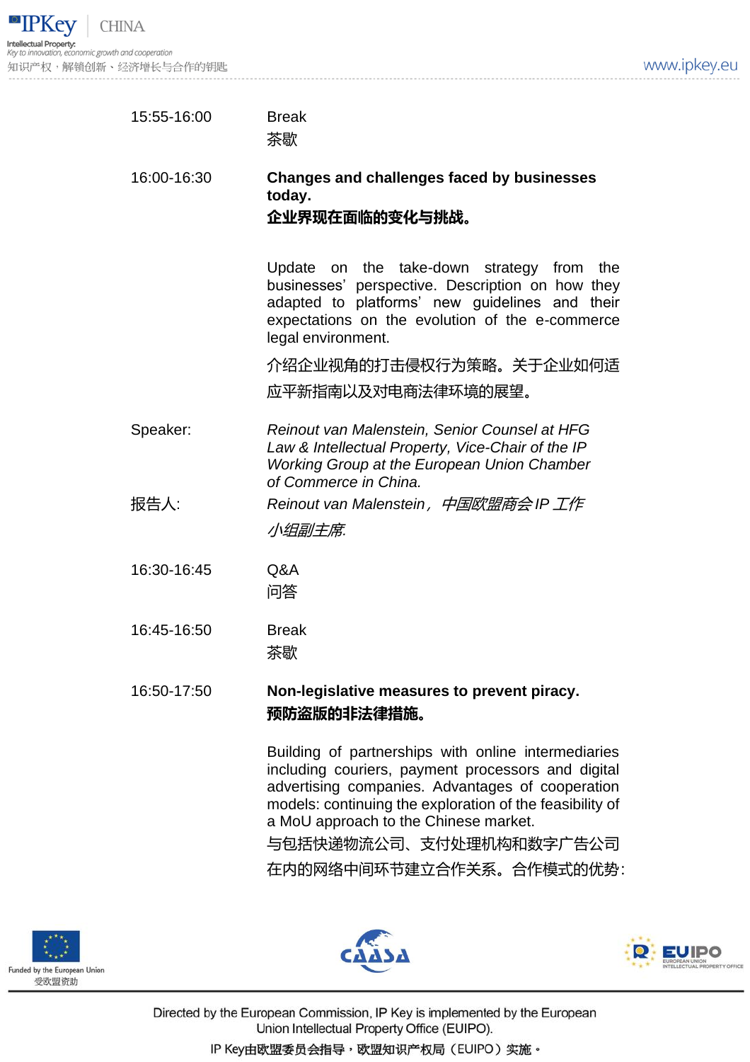| | |
|---|---|
| 15:55-16:00 | Break<br>茶歇 |
| 16:00-16:30 | **Changes and challenges faced by businesses today.**<br>**企业界现在面临的变化与挑战。**<br><br>Update on the take-down strategy from the businesses' perspective. Description on how they adapted to platforms' new guidelines and their expectations on the evolution of the e-commerce legal environment.<br>介绍企业视角的打击侵权行为策略。关于企业如何适应平新指南以及对电商法律环境的展望。 |
| Speaker: | *Reinout van Malenstein, Senior Counsel at HFG Law & Intellectual Property, Vice-Chair of the IP Working Group at the European Union Chamber of Commerce in China.* |
| 报告人: | *Reinout van Malenstein，中国欧盟商会 IP 工作小组副主席.* |
| 16:30-16:45 | Q&A<br>问答 |
| 16:45-16:50 | Break<br>茶歇 |
| 16:50-17:50 | **Non-legislative measures to prevent piracy.**<br>**预防盗版的非法律措施。**<br><br>Building of partnerships with online intermediaries including couriers, payment processors and digital advertising companies. Advantages of cooperation models: continuing the exploration of the feasibility of a MoU approach to the Chinese market.<br>与包括快递物流公司、支付处理机构和数字广告公司在内的网络中间环节建立合作关系。合作模式的优势： |

Funded by the European Union
受欧盟资助

Directed by the European Commission, IP Key is implemented by the European Union Intellectual Property Office (EUIPO).
IP Key由欧盟委员会指导，欧盟知识产权局（EUIPO）实施。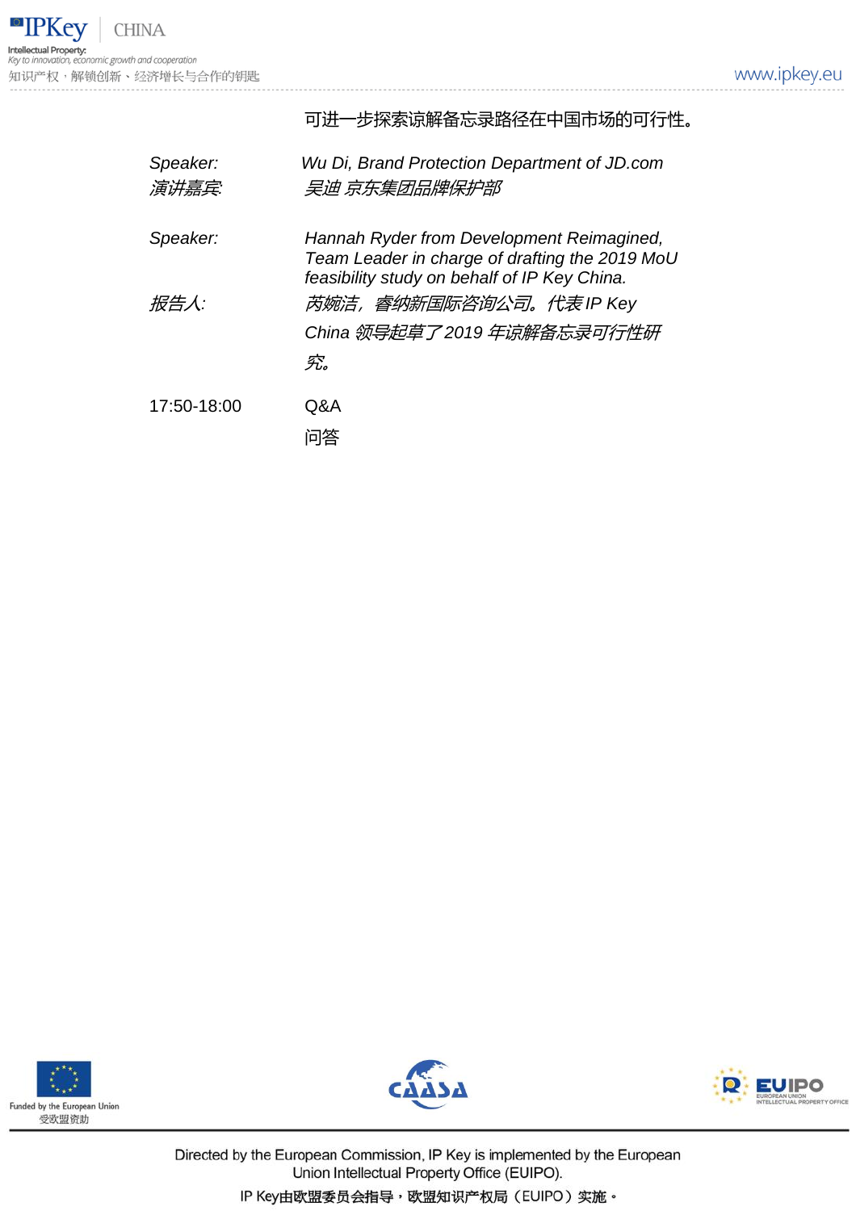| | |
|---|---|
| | 可进一步探索谅解备忘录路径在中国市场的可行性。 |
| *Speaker:* <br> *演讲嘉宾:* | *Wu Di, Brand Protection Department of JD.com* <br> *吴迪 京东集团品牌保护部* |
| *Speaker:* <br> *报告人:* | *Hannah Ryder from Development Reimagined, Team Leader in charge of drafting the 2019 MoU feasibility study on behalf of IP Key China.* <br> *芮婉洁，睿纳新国际咨询公司。代表 IP Key China 领导起草了 2019 年谅解备忘录可行性研究。* |
| 17:50-18:00 | Q&A <br> 问答 |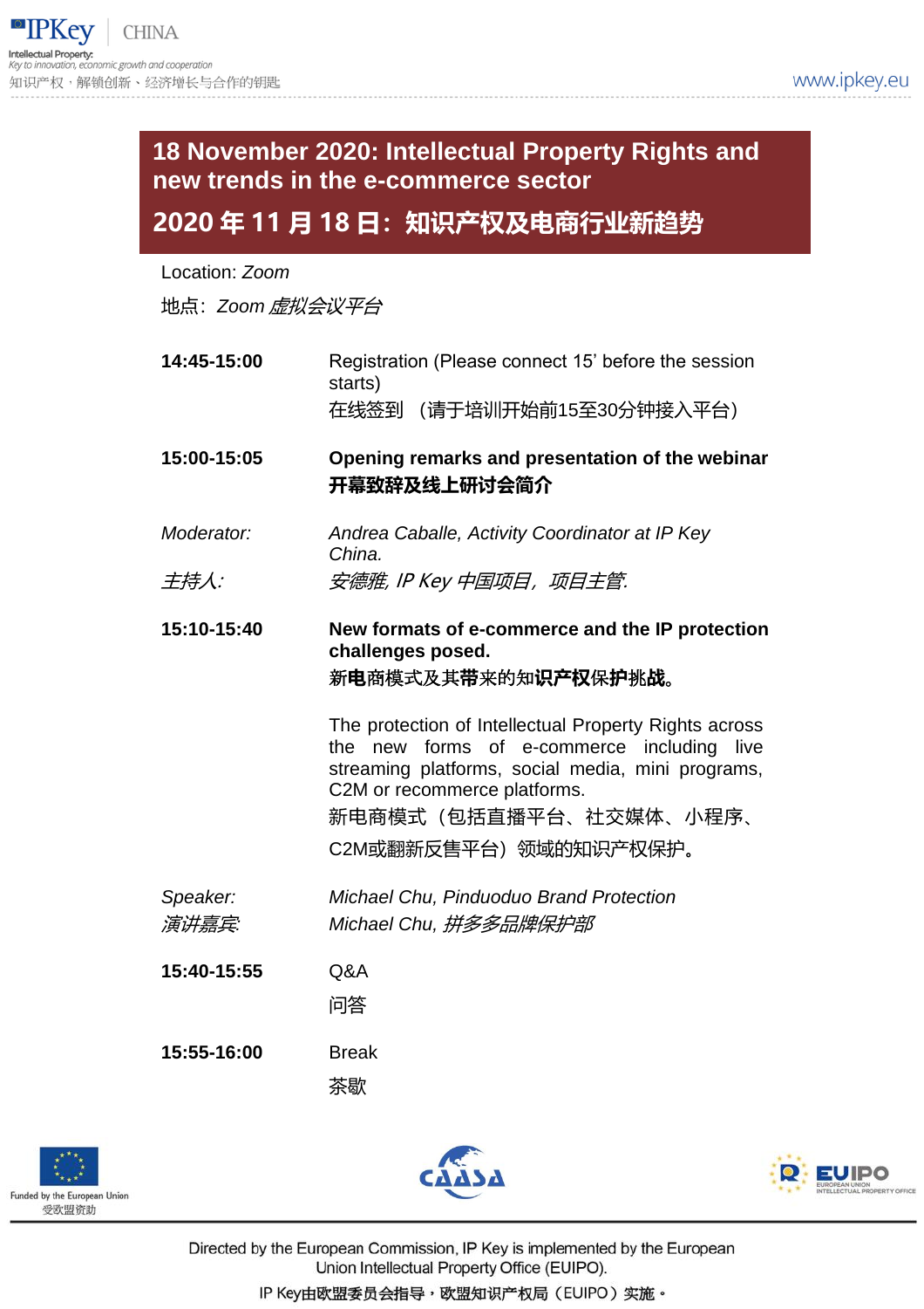## 18 November 2020: Intellectual Property Rights and new trends in the e-commerce sector

## 2020 年 11 月 18 日：知识产权及电商行业新趋势

Location: *Zoom*

地点：*Zoom 虚拟会议平台*

| | |
|---|---|
| **14:45-15:00** | Registration (Please connect 15’ before the session starts)<br>在线签到 （请于培训开始前15至30分钟接入平台） |
| **15:00-15:05** | **Opening remarks and presentation of the webinar**<br>**开幕致辞及线上研讨会简介** |
| *Moderator:*<br>*主持人:* | *Andrea Caballe, Activity Coordinator at IP Key China.*<br>*安德雅, IP Key 中国项目，项目主管.* |
| **15:10-15:40** | **New formats of e-commerce and the IP protection challenges posed.**<br>新**电**商模式及其**带**来的知**识产权**保**护**挑**战**。<br><br>The protection of Intellectual Property Rights across the new forms of e-commerce including live streaming platforms, social media, mini programs, C2M or recommerce platforms.<br>新电商模式（包括直播平台、社交媒体、小程序、C2M或翻新反售平台）领域的知识产权保护。 |
| *Speaker:*<br>*演讲嘉宾:* | *Michael Chu, Pinduoduo Brand Protection*<br>*Michael Chu, 拼多多品牌保护部* |
| **15:40-15:55** | Q&A<br>问答 |
| **15:55-16:00** | Break<br>茶歇 |

Funded by the European Union
受欧盟资助

Directed by the European Commission, IP Key is implemented by the European Union Intellectual Property Office (EUIPO).

IP Key由欧盟委员会指导，欧盟知识产权局（EUIPO）实施。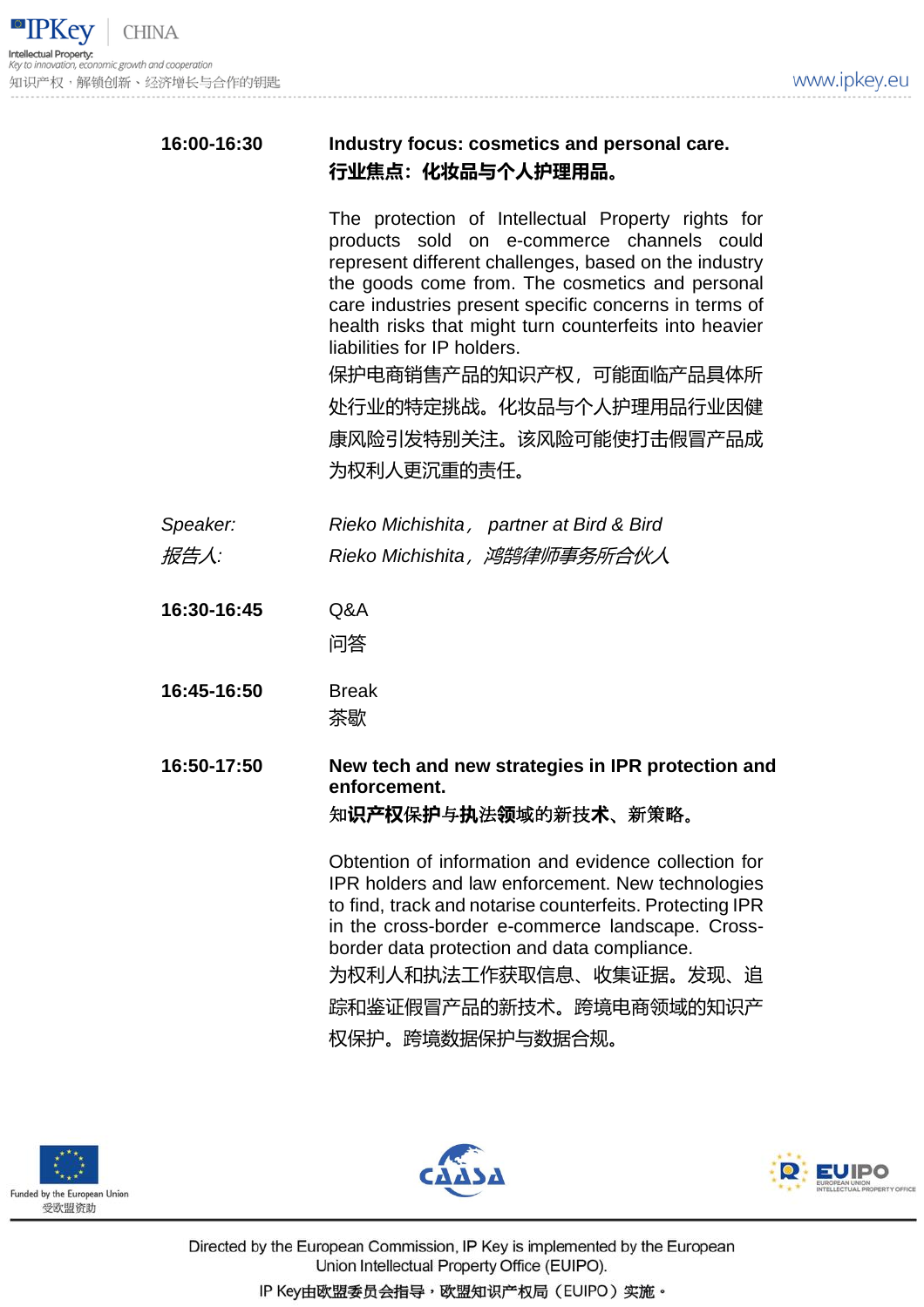**16:00-16:30** **Industry focus: cosmetics and personal care.**
**行业焦点：化妆品与个人护理用品。**

The protection of Intellectual Property rights for products sold on e-commerce channels could represent different challenges, based on the industry the goods come from. The cosmetics and personal care industries present specific concerns in terms of health risks that might turn counterfeits into heavier liabilities for IP holders.
保护电商销售产品的知识产权，可能面临产品具体所处行业的特定挑战。化妆品与个人护理用品行业因健康风险引发特别关注。该风险可能使打击假冒产品成为权利人更沉重的责任。

*Speaker:* *Rieko Michishita， partner at Bird & Bird*
*报告人:* *Rieko Michishita，鸿鹄律师事务所合伙人*

**16:30-16:45** Q&A
问答

**16:45-16:50** Break
茶歇

**16:50-17:50** **New tech and new strategies in IPR protection and enforcement.**
**知识产权保护与执法领域的新技术、新策略。**

Obtention of information and evidence collection for IPR holders and law enforcement. New technologies to find, track and notarise counterfeits. Protecting IPR in the cross-border e-commerce landscape. Cross-border data protection and data compliance.
为权利人和执法工作获取信息、收集证据。发现、追踪和鉴证假冒产品的新技术。跨境电商领域的知识产权保护。跨境数据保护与数据合规。

Funded by the European Union
受欧盟资助

Directed by the European Commission, IP Key is implemented by the European Union Intellectual Property Office (EUIPO).
IP Key由欧盟委员会指导，欧盟知识产权局（EUIPO）实施。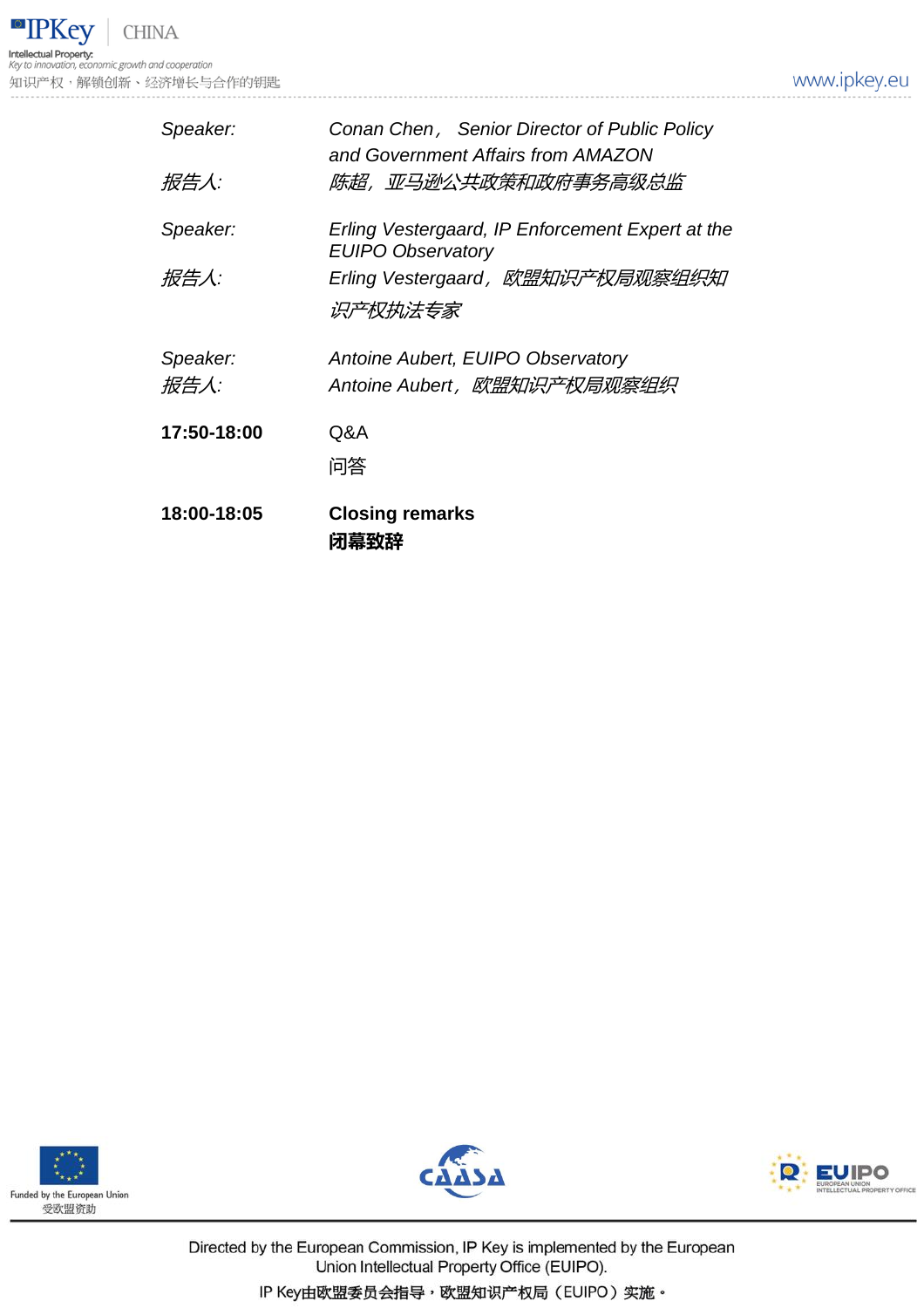| | |
|---|---|
| *Speaker:* | *Conan Chen，Senior Director of Public Policy and Government Affairs from AMAZON* |
| *报告人:* | *陈超，亚马逊公共政策和政府事务高级总监* |
| *Speaker:* | *Erling Vestergaard, IP Enforcement Expert at the EUIPO Observatory* |
| *报告人:* | *Erling Vestergaard，欧盟知识产权局观察组织知识产权执法专家* |
| *Speaker:* | *Antoine Aubert, EUIPO Observatory* |
| *报告人:* | *Antoine Aubert，欧盟知识产权局观察组织* |
| **17:50-18:00** | Q&A<br>问答 |
| **18:00-18:05** | **Closing remarks**<br>**闭幕致辞** |

Funded by the European Union
受欧盟资助

Directed by the European Commission, IP Key is implemented by the European Union Intellectual Property Office (EUIPO).
IP Key由欧盟委员会指导，欧盟知识产权局（EUIPO）实施。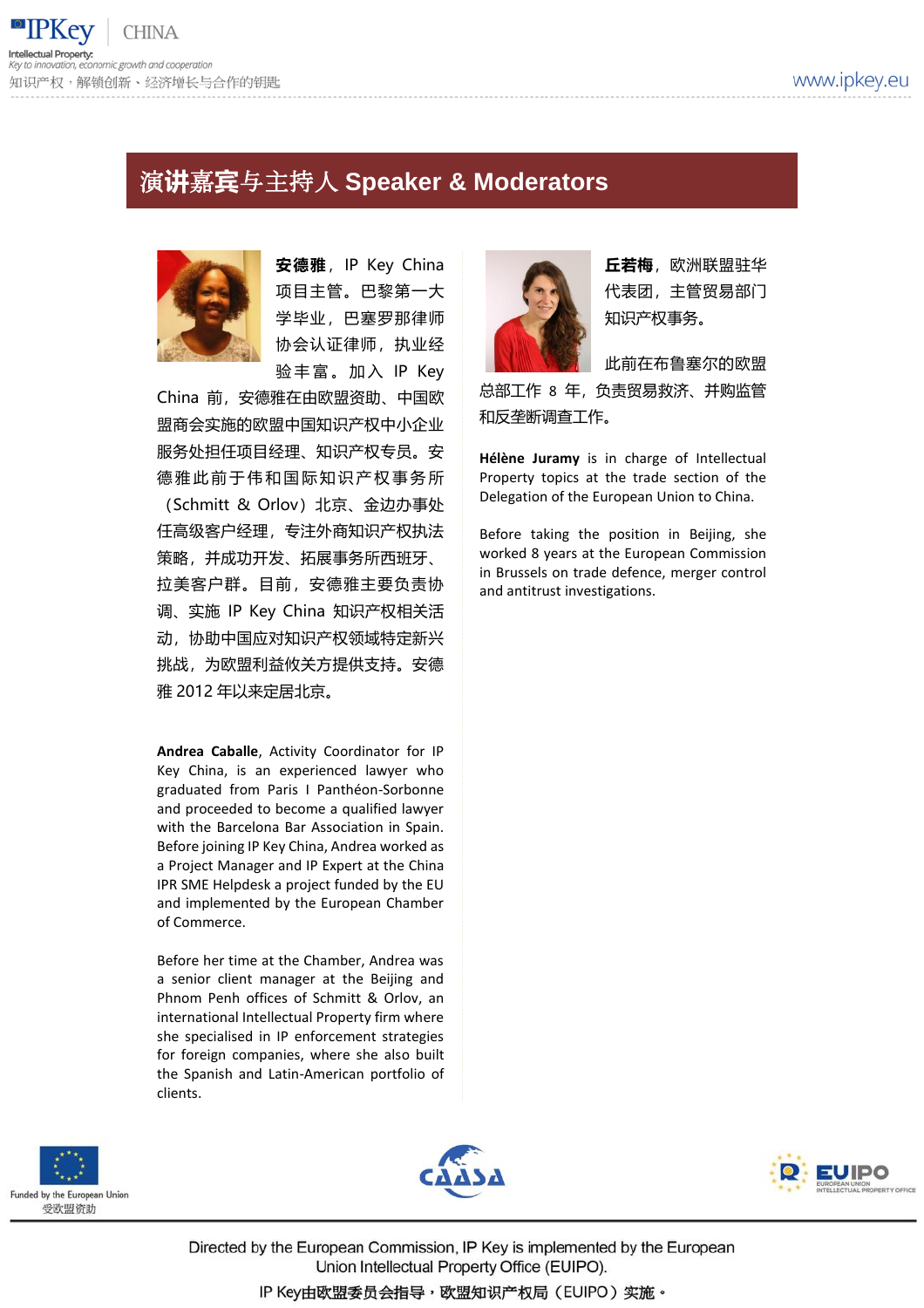## 演讲嘉宾与主持人 Speaker & Moderators

**安德雅**，IP Key China 项目主管。巴黎第一大学毕业，巴塞罗那律师协会认证律师，执业经验丰富。加入 IP Key China 前，安德雅在由欧盟资助、中国欧盟商会实施的欧盟中国知识产权中小企业服务处担任项目经理、知识产权专员。安德雅此前于伟和国际知识产权事务所（Schmitt & Orlov）北京、金边办事处任高级客户经理，专注外商知识产权执法策略，并成功开发、拓展事务所西班牙、拉美客户群。目前，安德雅主要负责协调、实施 IP Key China 知识产权相关活动，协助中国应对知识产权领域特定新兴挑战，为欧盟利益攸关方提供支持。安德雅 2012 年以来定居北京。

**Andrea Caballe**, Activity Coordinator for IP Key China, is an experienced lawyer who graduated from Paris I Panthéon-Sorbonne and proceeded to become a qualified lawyer with the Barcelona Bar Association in Spain. Before joining IP Key China, Andrea worked as a Project Manager and IP Expert at the China IPR SME Helpdesk a project funded by the EU and implemented by the European Chamber of Commerce.

Before her time at the Chamber, Andrea was a senior client manager at the Beijing and Phnom Penh offices of Schmitt & Orlov, an international Intellectual Property firm where she specialised in IP enforcement strategies for foreign companies, where she also built the Spanish and Latin-American portfolio of clients.

**丘若梅**，欧洲联盟驻华代表团，主管贸易部门知识产权事务。

此前在布鲁塞尔的欧盟总部工作 8 年，负责贸易救济、并购监管和反垄断调查工作。

**Hélène Juramy** is in charge of Intellectual Property topics at the trade section of the Delegation of the European Union to China.

Before taking the position in Beijing, she worked 8 years at the European Commission in Brussels on trade defence, merger control and antitrust investigations.

Funded by the European Union
受欧盟资助

Directed by the European Commission, IP Key is implemented by the European Union Intellectual Property Office (EUIPO).

IP Key由欧盟委员会指导，欧盟知识产权局（EUIPO）实施。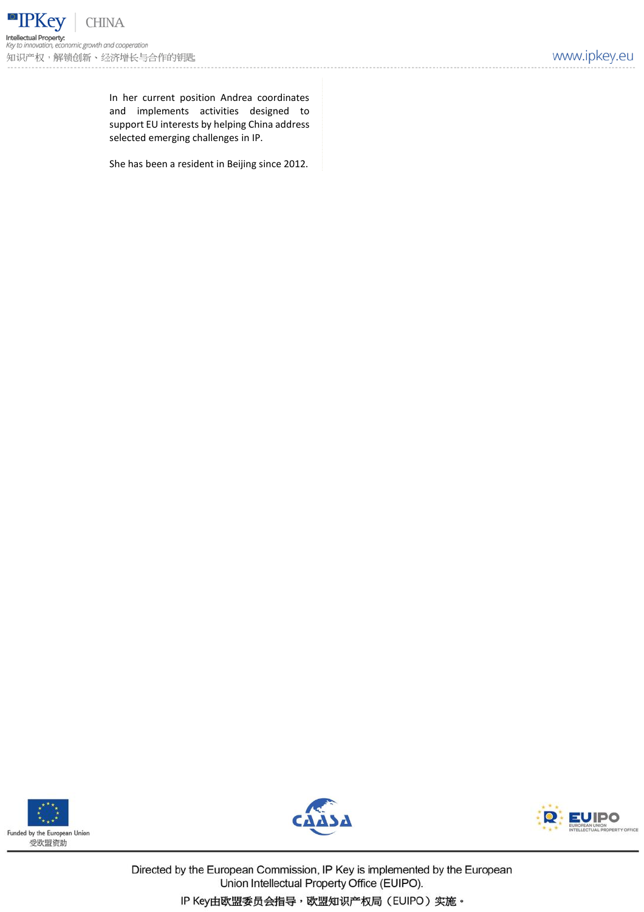In her current position Andrea coordinates and implements activities designed to support EU interests by helping China address selected emerging challenges in IP.

She has been a resident in Beijing since 2012.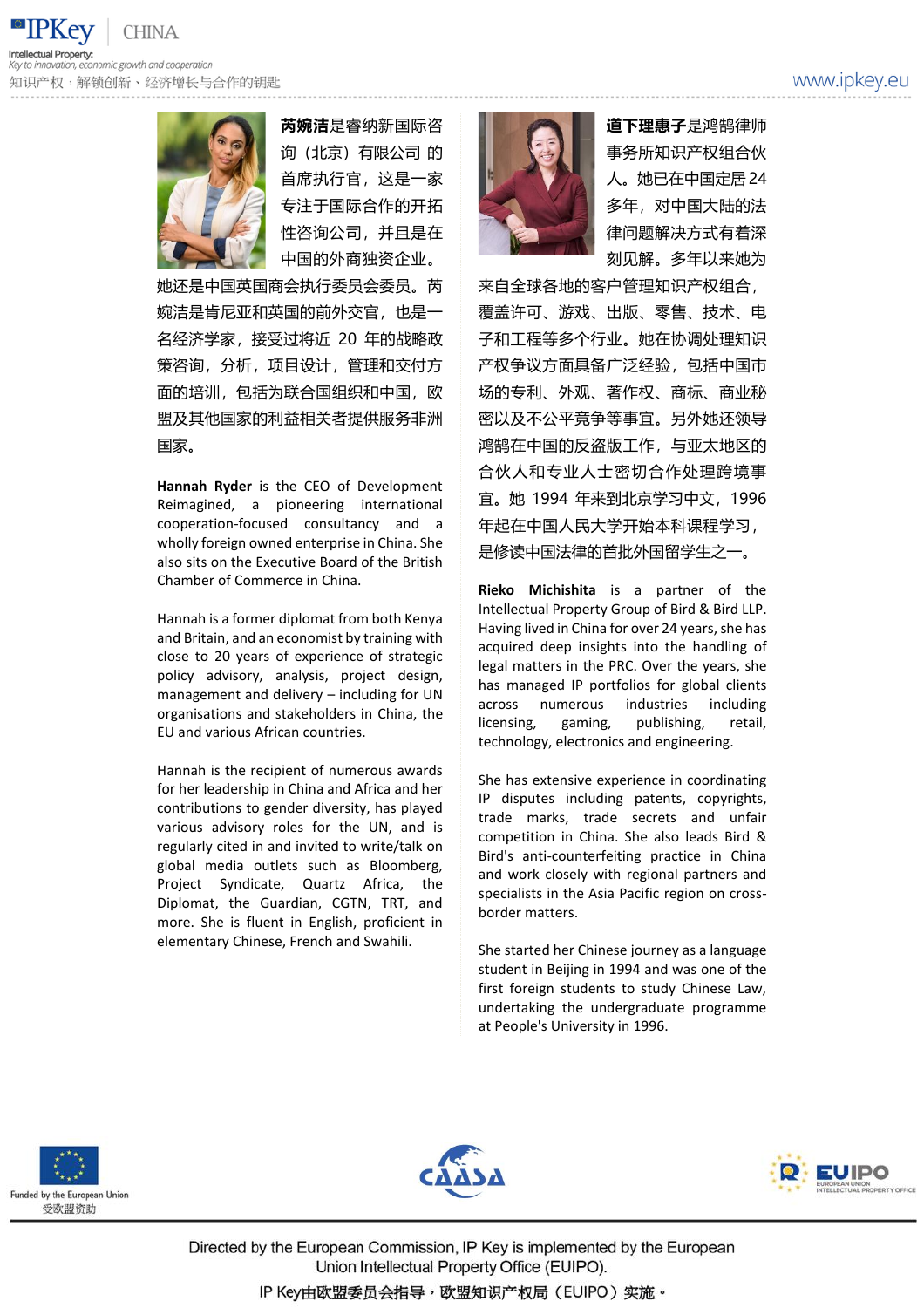**芮婉洁**是睿纳新国际咨询（北京）有限公司的首席执行官，这是一家专注于国际合作的开拓性咨询公司，并且是在中国的外商独资企业。她还是中国英国商会执行委员会委员。芮婉洁是肯尼亚和英国的前外交官，也是一名经济学家，接受过将近 20 年的战略政策咨询，分析，项目设计，管理和交付方面的培训，包括为联合国组织和中国，欧盟及其他国家的利益相关者提供服务非洲国家。

**Hannah Ryder** is the CEO of Development Reimagined, a pioneering international cooperation-focused consultancy and a wholly foreign owned enterprise in China. She also sits on the Executive Board of the British Chamber of Commerce in China.

Hannah is a former diplomat from both Kenya and Britain, and an economist by training with close to 20 years of experience of strategic policy advisory, analysis, project design, management and delivery – including for UN organisations and stakeholders in China, the EU and various African countries.

Hannah is the recipient of numerous awards for her leadership in China and Africa and her contributions to gender diversity, has played various advisory roles for the UN, and is regularly cited in and invited to write/talk on global media outlets such as Bloomberg, Project Syndicate, Quartz Africa, the Diplomat, the Guardian, CGTN, TRT, and more. She is fluent in English, proficient in elementary Chinese, French and Swahili.

**道下理惠子**是鸿鹄律师事务所知识产权组合伙人。她已在中国定居 24 多年，对中国大陆的法律问题解决方式有着深刻见解。多年以来她为来自全球各地的客户管理知识产权组合，覆盖许可、游戏、出版、零售、技术、电子和工程等多个行业。她在协调处理知识产权争议方面具备广泛经验，包括中国市场的专利、外观、著作权、商标、商业秘密以及不公平竞争等事宜。另外她还领导鸿鹄在中国的反盗版工作，与亚太地区的合伙人和专业人士密切合作处理跨境事宜。她 1994 年来到北京学习中文，1996 年起在中国人民大学开始本科课程学习，是修读中国法律的首批外国留学生之一。

**Rieko Michishita** is a partner of the Intellectual Property Group of Bird & Bird LLP. Having lived in China for over 24 years, she has acquired deep insights into the handling of legal matters in the PRC. Over the years, she has managed IP portfolios for global clients across numerous industries including licensing, gaming, publishing, retail, technology, electronics and engineering.

She has extensive experience in coordinating IP disputes including patents, copyrights, trade marks, trade secrets and unfair competition in China. She also leads Bird & Bird's anti-counterfeiting practice in China and work closely with regional partners and specialists in the Asia Pacific region on cross-border matters.

She started her Chinese journey as a language student in Beijing in 1994 and was one of the first foreign students to study Chinese Law, undertaking the undergraduate programme at People's University in 1996.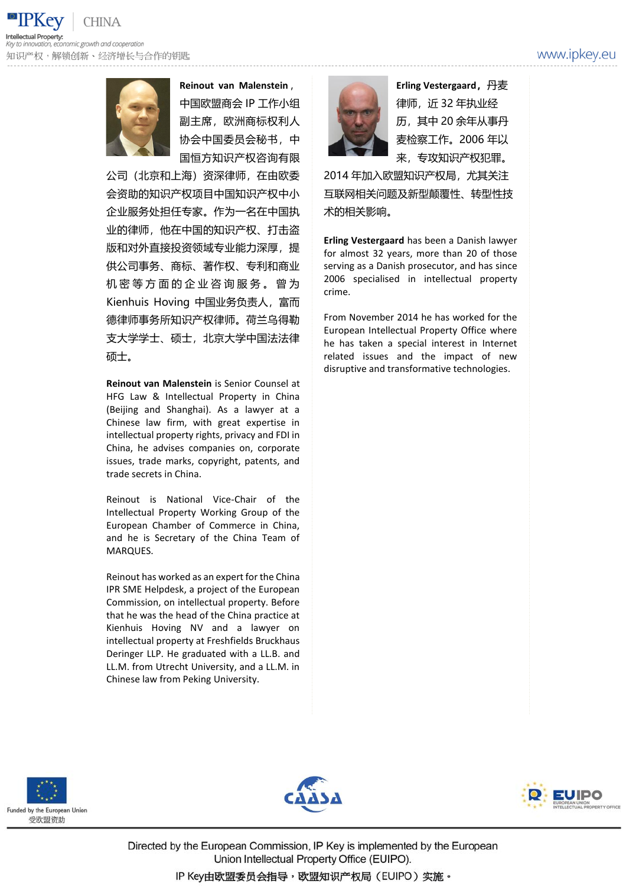**Reinout van Malenstein**，中国欧盟商会 IP 工作小组副主席，欧洲商标权利人协会中国委员会秘书，中国恒方知识产权咨询有限公司（北京和上海）资深律师，在由欧委会资助的知识产权项目中国知识产权中小企业服务处担任专家。作为一名在中国执业的律师，他在中国的知识产权、打击盗版和对外直接投资领域专业能力深厚，提供公司事务、商标、著作权、专利和商业机密等方面的企业咨询服务。曾为 Kienhuis Hoving 中国业务负责人，富而德律师事务所知识产权律师。荷兰乌得勒支大学学士、硕士，北京大学中国法法律硕士。

**Reinout van Malenstein** is Senior Counsel at HFG Law & Intellectual Property in China (Beijing and Shanghai). As a lawyer at a Chinese law firm, with great expertise in intellectual property rights, privacy and FDI in China, he advises companies on, corporate issues, trade marks, copyright, patents, and trade secrets in China.

Reinout is National Vice-Chair of the Intellectual Property Working Group of the European Chamber of Commerce in China, and he is Secretary of the China Team of MARQUES.

Reinout has worked as an expert for the China IPR SME Helpdesk, a project of the European Commission, on intellectual property. Before that he was the head of the China practice at Kienhuis Hoving NV and a lawyer on intellectual property at Freshfields Bruckhaus Deringer LLP. He graduated with a LL.B. and LL.M. from Utrecht University, and a LL.M. in Chinese law from Peking University.

**Erling Vestergaard**，丹麦律师，近 32 年执业经历，其中 20 余年从事丹麦检察工作。2006 年以来，专攻知识产权犯罪。2014 年加入欧盟知识产权局，尤其关注互联网相关问题及新型颠覆性、转型性技术的相关影响。

**Erling Vestergaard** has been a Danish lawyer for almost 32 years, more than 20 of those serving as a Danish prosecutor, and has since 2006 specialised in intellectual property crime.

From November 2014 he has worked for the European Intellectual Property Office where he has taken a special interest in Internet related issues and the impact of new disruptive and transformative technologies.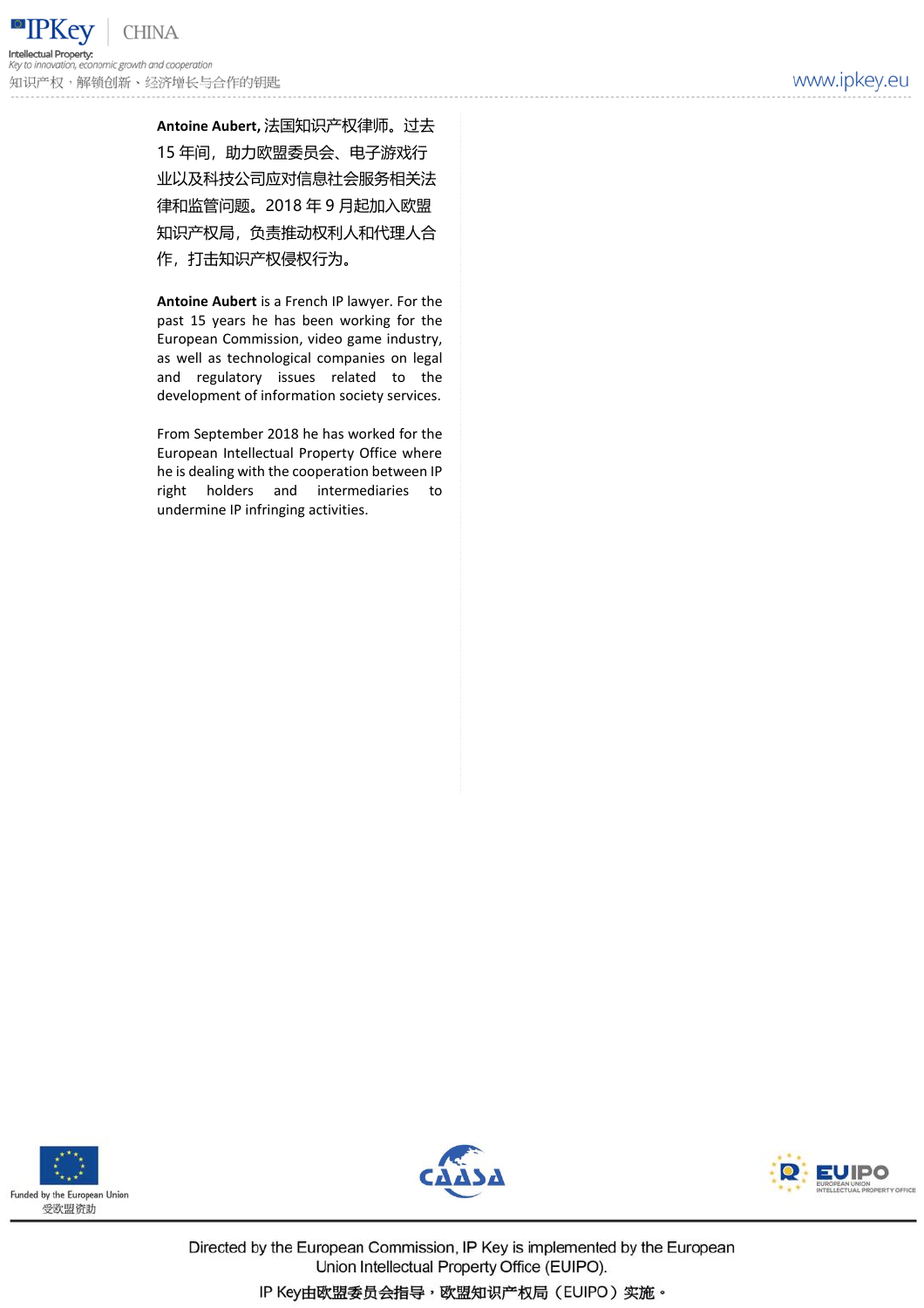**Antoine Aubert,** 法国知识产权律师。过去15 年间，助力欧盟委员会、电子游戏行业以及科技公司应对信息社会服务相关法律和监管问题。2018 年 9 月起加入欧盟知识产权局，负责推动权利人和代理人合作，打击知识产权侵权行为。

**Antoine Aubert** is a French IP lawyer. For the past 15 years he has been working for the European Commission, video game industry, as well as technological companies on legal and regulatory issues related to the development of information society services.

From September 2018 he has worked for the European Intellectual Property Office where he is dealing with the cooperation between IP right holders and intermediaries to undermine IP infringing activities.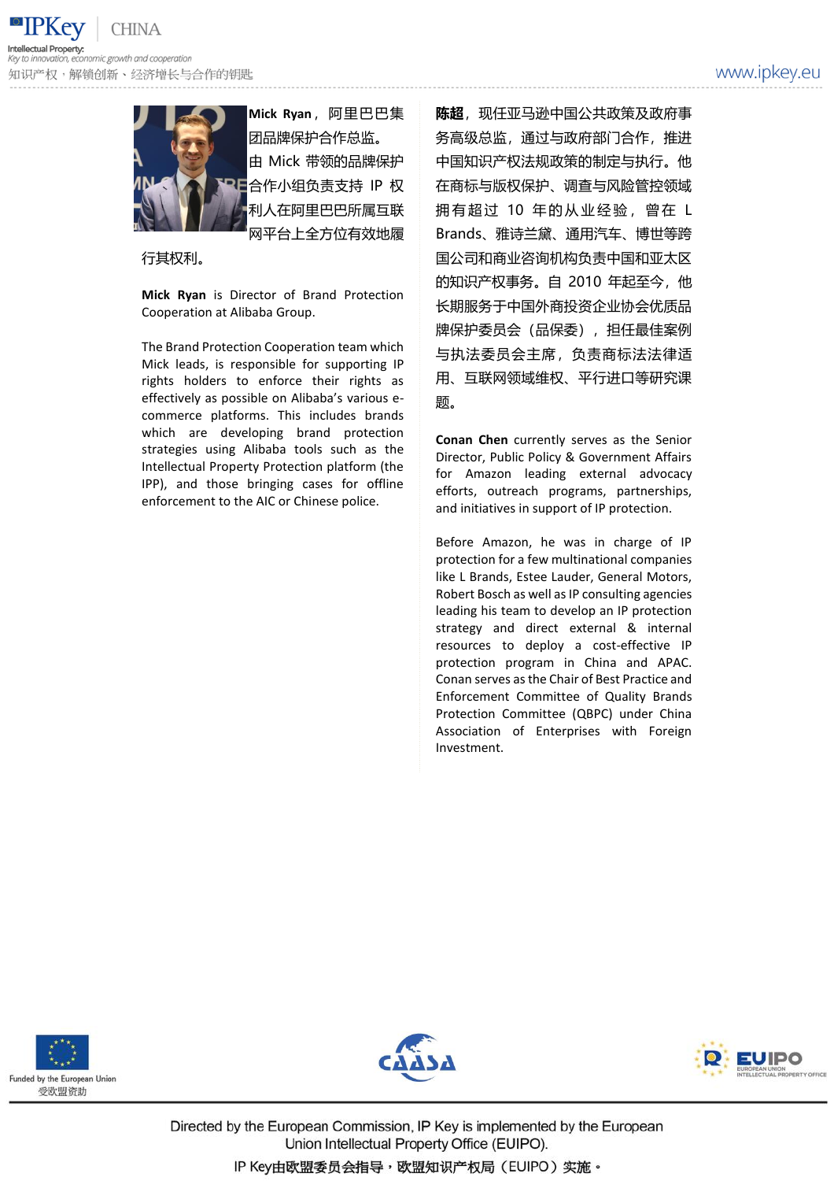**Mick Ryan**，阿里巴巴集团品牌保护合作总监。由 Mick 带领的品牌保护合作小组负责支持 IP 权利人在阿里巴巴所属互联网平台上全方位有效地履行其权利。

**Mick Ryan** is Director of Brand Protection Cooperation at Alibaba Group.

The Brand Protection Cooperation team which Mick leads, is responsible for supporting IP rights holders to enforce their rights as effectively as possible on Alibaba's various e-commerce platforms. This includes brands which are developing brand protection strategies using Alibaba tools such as the Intellectual Property Protection platform (the IPP), and those bringing cases for offline enforcement to the AIC or Chinese police.

**陈超**，现任亚马逊中国公共政策及政府事务高级总监，通过与政府部门合作，推进中国知识产权法规政策的制定与执行。他在商标与版权保护、调查与风险管控领域拥有超过 10 年的从业经验，曾在 L Brands、雅诗兰黛、通用汽车、博世等跨国公司和商业咨询机构负责中国和亚太区的知识产权事务。自 2010 年起至今，他长期服务于中国外商投资企业协会优质品牌保护委员会（品保委），担任最佳案例与执法委员会主席，负责商标法法律适用、互联网领域维权、平行进口等研究课题。

**Conan Chen** currently serves as the Senior Director, Public Policy & Government Affairs for Amazon leading external advocacy efforts, outreach programs, partnerships, and initiatives in support of IP protection.

Before Amazon, he was in charge of IP protection for a few multinational companies like L Brands, Estee Lauder, General Motors, Robert Bosch as well as IP consulting agencies leading his team to develop an IP protection strategy and direct external & internal resources to deploy a cost-effective IP protection program in China and APAC. Conan serves as the Chair of Best Practice and Enforcement Committee of Quality Brands Protection Committee (QBPC) under China Association of Enterprises with Foreign Investment.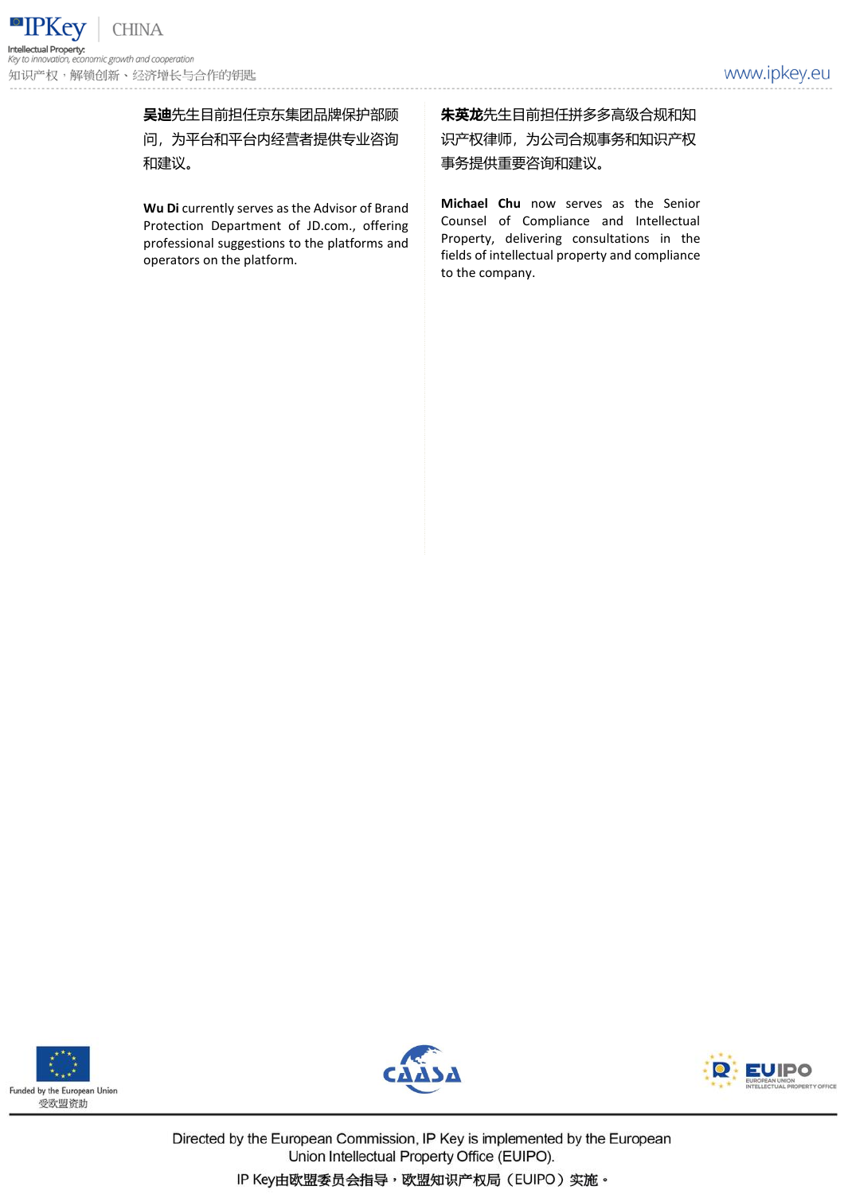**吴迪**先生目前担任京东集团品牌保护部顾问，为平台和平台内经营者提供专业咨询和建议。

**Wu Di** currently serves as the Advisor of Brand Protection Department of JD.com., offering professional suggestions to the platforms and operators on the platform.

**朱英龙**先生目前担任拼多多高级合规和知识产权律师，为公司合规事务和知识产权事务提供重要咨询和建议。

**Michael Chu** now serves as the Senior Counsel of Compliance and Intellectual Property, delivering consultations in the fields of intellectual property and compliance to the company.